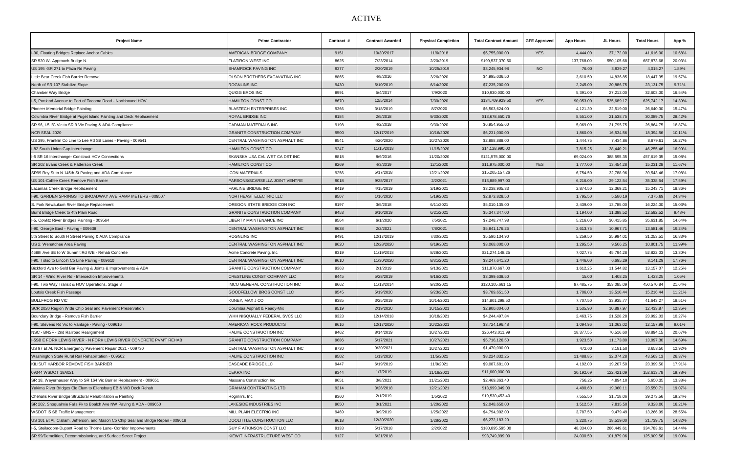# ACTIVE

| Project Name | Prime Contractor | Contract # | Contract Awarded | Physical Completion | Total Contract Amount | GFE Approved | App Hours | JL Hours | Total Hours | App % |
|---|---|---|---|---|---|---|---|---|---|---|
| I-90, Floating Bridges Replace Anchor Cables | AMERICAN BRIDGE COMPANY | 9151 | 10/30/2017 | 11/6/2018 | $5,755,000.00 | YES | 4,444.00 | 37,172.00 | 41,616.00 | 10.68% |
| SR 520 W. Approach Bridge N. | FLATIRON WEST INC | 8625 | 7/23/2014 | 2/20/2019 | $199,537,370.50 | | 137,768.00 | 550,105.68 | 687,873.68 | 20.03% |
| US 195 -SR 271 to Plaza Rd Paving | SHAMROCK PAVING INC | 9377 | 2/20/2019 | 10/25/2019 | $3,245,934.98 | NO | 76.00 | 3,939.27 | 4,015.27 | 1.89% |
| Little Bear Creek Fish Barrier Removal | OLSON BROTHERS EXCAVATING INC | 8865 | 4/8/2016 | 3/26/2020 | $4,995,036.50 | | 3,610.50 | 14,836.85 | 18,447.35 | 19.57% |
| North of SR 107 Stabilize Slope | ROGNLINS INC | 9430 | 5/10/2019 | 6/14/2020 | $7,235,200.00 | | 2,245.00 | 20,886.75 | 23,131.75 | 9.71% |
| Chamber Way Bridge | QUIGG BROS INC | 8991 | 5/4/2017 | 7/9/2020 | $10,930,000.00 | | 5,391.00 | 27,212.00 | 32,603.00 | 16.54% |
| I-5, Portland Avenue to Port of Tacoma Road - Northbound HOV | HAMILTON CONST CO | 8670 | 12/5/2014 | 7/30/2020 | $134,709,929.50 | YES | 90,053.00 | 535,689.17 | 625,742.17 | 14.39% |
| Pioneer Memorial Bridge Painting | BLASTECH ENTERPRISES INC | 9366 | 3/18/2019 | 8/7/2020 | $6,503,624.00 | | 4,121.30 | 22,519.00 | 26,640.30 | 15.47% |
| Columbia River Bridge at Puget Island Painting and Deck Replacement | ROYAL BRIDGE INC | 9184 | 2/5/2018 | 9/30/2020 | $13,678,650.76 | | 8,551.00 | 21,538.75 | 30,089.75 | 28.42% |
| SR 96, I-5 I/C Vic to SR 9 Vic Paving & ADA Compliance | CADMAN MATERIALS INC | 9198 | 4/2/2018 | 9/30/2020 | $6,954,955.60 | | 5,069.00 | 21,795.75 | 26,864.75 | 18.87% |
| NCR SEAL 2020 | GRANITE CONSTRUCTION COMPANY | 9500 | 12/17/2019 | 10/16/2020 | $6,231,000.00 | | 1,860.00 | 16,534.56 | 18,394.56 | 10.11% |
| US 395, Franklin Co Line to Lee Rd SB Lanes - Paving - 009541 | CENTRAL WASHINGTON ASPHALT INC | 9541 | 4/20/2020 | 10/27/2020 | $2,888,888.00 | | 1,444.75 | 7,434.86 | 8,879.61 | 16.27% |
| I-82 South Union Gap Interchange | HAMILTON CONST CO | 9247 | 11/15/2018 | 11/15/2020 | $14,128,990.00 | | 7,815.25 | 38,440.21 | 46,255.46 | 16.90% |
| I-5 SR 16 Interchange- Construct HOV Connections | SKANSKA USA CVL WST CA DST INC | 8818 | 8/9/2016 | 11/20/2020 | $121,575,000.00 | | 69,024.00 | 388,595.35 | 457,619.35 | 15.08% |
| SR 202 Evans Creek & Patterson Creek | HAMILTON CONST CO | 9269 | 4/3/2019 | 12/1/2020 | $11,975,000.00 | YES | 1,777.00 | 13,454.28 | 15,231.28 | 11.67% |
| SR99 Roy St to N 145th St Paving and ADA Compliance | ICON MATERIALS | 9256 | 5/17/2018 | 12/21/2020 | $15,205,157.26 | | 6,754.50 | 32,788.96 | 39,543.46 | 17.08% |
| US 101-Coffee Creek Remove Fish Barrier | PARSONS/SCARSELLA JOINT VENTRE | 9018 | 9/28/2017 | 2/2/2021 | $13,889,997.00 | | 6,216.00 | 29,122.54 | 35,338.54 | 17.59% |
| Lacamas Creek Bridge Replacement | FARLINE BRIDGE INC | 9419 | 4/15/2019 | 3/19/2021 | $3,238,905.33 | | 2,874.50 | 12,369.21 | 15,243.71 | 18.86% |
| I-90, GARDEN SPRINGS TO BROADWAY AVE RAMP METERS - 009507 | NORTHEAST ELECTRIC LLC | 9507 | 1/16/2020 | 5/19/2021 | $2,873,828.50 | | 1,795.50 | 5,580.19 | 7,375.69 | 24.34% |
| S. Fork Newaukum River Bridge Replacement | OREGON STATE BRIDGE CON INC | 9197 | 3/5/2018 | 6/11/2021 | $5,010,135.00 | | 2,439.00 | 13,785.00 | 16,224.00 | 15.03% |
| Burnt Bridge Creek to 4th Plain Road | GRANITE CONSTRUCTION COMPANY | 9453 | 6/10/2019 | 6/21/2021 | $5,347,347.00 | | 1,194.00 | 11,398.52 | 12,592.52 | 9.48% |
| I-5, Cowlitz River Bridges Painting - 009564 | LIBERTY MAINTENANCE INC | 9564 | 6/1/2020 | 7/5/2021 | $7,248,747.98 | | 5,216.00 | 30,415.85 | 35,631.85 | 14.64% |
| I-90, George East - Paving - 009638 | CENTRAL WASHINGTON ASPHALT INC | 9638 | 2/2/2021 | 7/8/2021 | $5,841,176.26 | | 2,613.75 | 10,967.71 | 13,581.46 | 19.24% |
| 5th Street to South H Street Paving & ADA Compliance | ROGNLINS INC | 9491 | 12/17/2019 | 7/30/2021 | $5,590,134.90 | | 5,259.50 | 25,994.01 | 31,253.51 | 16.83% |
| US 2; Wenatchee Area Paving | CENTRAL WASHINGTON ASPHALT INC | 9620 | 12/28/2020 | 8/19/2021 | $3,068,000.00 | | 1,295.50 | 9,506.25 | 10,801.75 | 11.99% |
| 468th Ave SE to W Summit Rd WB - Rehab Concrete | Acme Concrete Paving, Inc. | 9319 | 11/19/2018 | 8/28/2021 | $21,274,148.25 | | 7,027.75 | 45,794.28 | 52,822.03 | 13.30% |
| I-90, Tokio to Lincoln Co Line Paving - 009610 | CENTRAL WASHINGTON ASPHALT INC | 9610 | 11/30/2020 | 8/31/2021 | $3,247,641.20 | | 1,446.00 | 6,695.29 | 8,141.29 | 17.76% |
| Bickford Ave to Gold Bar Paving & Joints & Improvements & ADA | GRANITE CONSTRUCTION COMPANY | 9363 | 2/1/2019 | 9/13/2021 | $11,870,667.00 | | 1,612.25 | 11,544.82 | 13,157.07 | 12.25% |
| SR 14 - Wind River Rd - Intersection Improvements | CRESTLINE CONST COMPANY LLC | 9445 | 5/28/2019 | 9/16/2021 | $3,399,638.50 | | 15.00 | 1,408.25 | 1,423.25 | 1.05% |
| I-90, Two Way Transit & HOV Operations, Stage 3 | IMCO GENERAL CONSTRUCTION INC | 8662 | 11/13/2014 | 9/20/2021 | $120,105,661.15 | | 97,485.75 | 353,085.09 | 450,570.84 | 21.64% |
| Loutsis Creek Fish Passage | GOODFELLOW BROS CONST LLC | 9545 | 5/19/2020 | 9/23/2021 | $3,789,651.50 | | 1,706.00 | 13,510.44 | 15,216.44 | 11.21% |
| BULLFROG RD VIC | KUNEY, MAX J CO | 9385 | 3/25/2019 | 10/14/2021 | $14,801,298.50 | | 7,707.50 | 33,935.77 | 41,643.27 | 18.51% |
| SCR 2020 Region Wide Chip Seal and Pavement Preservation | Columbia Asphalt & Ready-Mix | 9519 | 2/19/2020 | 10/15/2021 | $2,900,004.60 | | 1,535.90 | 10,897.97 | 12,433.87 | 12.35% |
| Boundary Bridge - Remove Fish Barrier | WHH NISQUALLY FEDERAL SVCS LLC | 9323 | 12/14/2018 | 10/18/2021 | $4,244,497.84 | | 2,463.75 | 21,528.28 | 23,992.03 | 10.27% |
| I-90, Stevens Rd Vic to Vantage - Paving - 009616 | AMERICAN ROCK PRODUCTS | 9616 | 12/17/2020 | 10/22/2021 | $3,724,196.48 | | 1,094.96 | 11,063.02 | 12,157.98 | 9.01% |
| NSC - BNSF - 2nd Railroad Realignment | HALME CONSTRUCTION INC | 9462 | 8/14/2019 | 10/27/2021 | $26,443,011.99 | | 18,377.55 | 70,516.60 | 88,894.15 | 20.67% |
| I-5SB E FORK LEWIS RIVER - N FORK LEWIS RIVER CONCRETE PVM'T REHAB | GRANITE CONSTRUCTION COMPANY | 9686 | 5/17/2021 | 10/27/2021 | $5,716,126.50 | | 1,923.50 | 11,173.80 | 13,097.30 | 14.69% |
| US 97 Et Al, NCR Emergency Pavement Repair 2021 - 009730 | CENTRAL WASHINGTON ASPHALT INC | 9730 | 9/30/2021 | 10/27/2021 | $1,470,000.00 | | 472.00 | 3,181.50 | 3,653.50 | 12.92% |
| Washington State Rural Rail Rehabilitation - 009502 | HALME CONSTRUCTION INC | 9502 | 1/13/2020 | 11/5/2021 | $8,224,032.25 | | 11,488.85 | 32,074.28 | 43,563.13 | 26.37% |
| KILISUT HARBOR REMOVE FISH BARRIER | CASCADE BRIDGE LLC | 9447 | 6/19/2019 | 11/9/2021 | $9,087,681.00 | | 4,192.00 | 19,207.50 | 23,399.50 | 17.91% |
| 09344 WSDOT 18A021 | CEKRA INC | 9344 | 1/7/2019 | 11/18/2021 | $11,600,000.00 | | 30,192.69 | 122,421.09 | 152,613.78 | 19.78% |
| SR 18, Weyerhauser Way to SR 164 Vic Barrier Replacement - 009651 | Massana Construction Inc | 9651 | 3/8/2021 | 11/21/2021 | $2,469,363.40 | | 756.25 | 4,894.10 | 5,650.35 | 13.38% |
| Yakima River Bridges Cle Elum to Ellensburg EB & WB Deck Rehab | GRAHAM CONTRACTING LTD | 9214 | 3/26/2018 | 12/21/2021 | $13,999,349.00 | | 4,490.60 | 19,060.11 | 23,550.71 | 19.07% |
| Chehalis River Bridge Structural Rehabilitation & Painting | Rognlin's, Inc. | 9360 | 2/1/2019 | 1/5/2022 | $19,530,453.40 | | 7,555.50 | 31,718.06 | 39,273.56 | 19.24% |
| SR 202, Snoqualmie Falls Pk to Boalch Ave NW Paving & ADA - 009650 | LAKESIDE INDUSTRIES INC | 9650 | 3/1/2021 | 1/20/2022 | $2,048,650.00 | | 1,512.50 | 7,815.50 | 9,328.00 | 16.21% |
| WSDOT I5 SB Traffic Management | MILL PLAIN ELECTRIC INC | 9469 | 9/9/2019 | 1/25/2022 | $4,794,902.00 | | 3,787.50 | 9,479.49 | 13,266.99 | 28.55% |
| US 101 Et Al, Clallam, Jefferson, and Mason Co Chip Seal and Bridge Repair - 009618 | DOOLITTLE CONSTRUCTION LLC | 9618 | 12/30/2020 | 1/28/2022 | $6,272,183.20 | | 3,220.75 | 18,519.00 | 21,739.75 | 14.82% |
| I-5, Steilacoom-Dupont Road to Thorne Lane- Corridor Imporvements | GUY F ATKINSON CONST LLC | 9133 | 5/17/2018 | 2/2/2022 | $180,895,595.00 | | 48,334.00 | 286,449.61 | 334,783.61 | 14.44% |
| SR 99/Demolition, Decommissioning, and Surface Street Project | KIEWIT INFRASTRUCTURE WEST CO | 9127 | 6/21/2018 | | $93,749,999.00 | | 24,030.50 | 101,879.06 | 125,909.56 | 19.09% |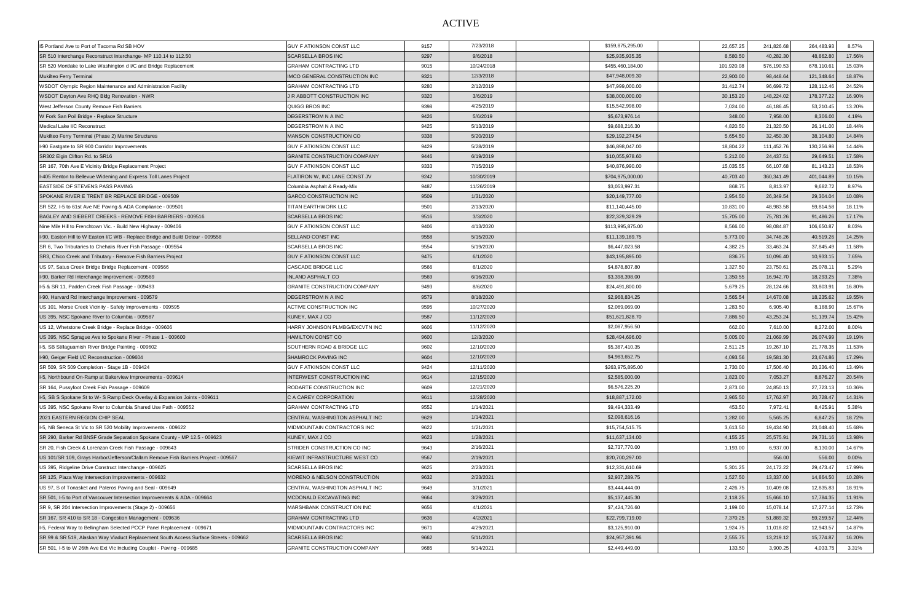# ACTIVE

| | | | | | | | | | | |
|---|---|---|---|---|---|---|---|---|---|---|
| I5 Portland Ave to Port of Tacoma Rd SB HOV | GUY F ATKINSON CONST LLC | 9157 | 7/23/2018 | | $159,875,295.00 | | 22,657.25 | 241,826.68 | 264,483.93 | 8.57% |
| SR 510 Interchange Reconstruct Interchange- MP 110.14 to 112.50 | SCARSELLA BROS INC | 9297 | 9/6/2018 | | $25,935,935.35 | | 8,580.50 | 40,282.30 | 48,862.80 | 17.56% |
| SR 520 Montlake to Lake Washington d I/C and Bridge Replacement | GRAHAM CONTRACTING LTD | 9015 | 10/24/2018 | | $455,460,184.00 | | 101,920.08 | 576,190.53 | 678,110.61 | 15.03% |
| Mukilteo Ferry Terminal | IMCO GENERAL CONSTRUCTION INC | 9321 | 12/3/2018 | | $47,948,009.30 | | 22,900.00 | 98,448.64 | 121,348.64 | 18.87% |
| WSDOT Olympic Region Maintenance and Administration Facility | GRAHAM CONTRACTING LTD | 9280 | 2/12/2019 | | $47,999,000.00 | | 31,412.74 | 96,699.72 | 128,112.46 | 24.52% |
| WSDOT Dayton Ave RHQ Bldg Renovation - NWR | J R ABBOTT CONSTRUCTION INC | 9320 | 3/6/2019 | | $38,000,000.00 | | 30,153.20 | 148,224.02 | 178,377.22 | 16.90% |
| West Jefferson County Remove Fish Barriers | QUIGG BROS INC | 9398 | 4/25/2019 | | $15,542,998.00 | | 7,024.00 | 46,186.45 | 53,210.45 | 13.20% |
| W Fork San Poil Bridge - Replace Structure | DEGERSTROM N A INC | 9426 | 5/6/2019 | | $5,673,976.14 | | 348.00 | 7,958.00 | 8,306.00 | 4.19% |
| Medical Lake I/C Reconstruct | DEGERSTROM N A INC | 9425 | 5/13/2019 | | $9,688,216.30 | | 4,820.50 | 21,320.50 | 26,141.00 | 18.44% |
| Mukilteo Ferry Terminal (Phase 2) Marine Structures | MANSON CONSTRUCTION CO | 9338 | 5/20/2019 | | $29,192,274.54 | | 5,654.50 | 32,450.30 | 38,104.80 | 14.84% |
| I-90 Eastgate to SR 900 Corridor Improvements | GUY F ATKINSON CONST LLC | 9429 | 5/28/2019 | | $46,898,047.00 | | 18,804.22 | 111,452.76 | 130,256.98 | 14.44% |
| SR302 Elgin Clifton Rd. to SR16 | GRANITE CONSTRUCTION COMPANY | 9446 | 6/19/2019 | | $10,055,978.60 | | 5,212.00 | 24,437.51 | 29,649.51 | 17.58% |
| SR 167, 70th Ave E Vicinity Bridge Replacement Project | GUY F ATKINSON CONST LLC | 9333 | 7/15/2019 | | $40,876,990.00 | | 15,035.55 | 66,107.68 | 81,143.23 | 18.53% |
| I-405 Renton to Bellevue Widening and Express Toll Lanes Project | FLATIRON W, INC LANE CONST JV | 9242 | 10/30/2019 | | $704,975,000.00 | | 40,703.40 | 360,341.49 | 401,044.89 | 10.15% |
| EASTSIDE OF STEVENS PASS PAVING | Columbia Asphalt & Ready-Mix | 9487 | 11/26/2019 | | $3,053,997.31 | | 868.75 | 8,813.97 | 9,682.72 | 8.97% |
| SPOKANE RIVER E TRENT BR REPLACE BRIDGE - 009509 | GARCO CONSTRUCTION INC | 9509 | 1/31/2020 | | $20,149,777.00 | | 2,954.50 | 26,349.54 | 29,304.04 | 10.08% |
| SR 522, I-5 to 61st Ave NE Paving & ADA Compliance - 009501 | TITAN EARTHWORK LLC | 9501 | 2/13/2020 | | $11,140,445.00 | | 10,831.00 | 48,983.58 | 59,814.58 | 18.11% |
| BAGLEY AND SIEBERT CREEKS - REMOVE FISH BARRIERS - 009516 | SCARSELLA BROS INC | 9516 | 3/3/2020 | | $22,329,329.29 | | 15,705.00 | 75,781.26 | 91,486.26 | 17.17% |
| Nine Mile Hill to Frenchtown Vic. - Build New Highway - 009406 | GUY F ATKINSON CONST LLC | 9406 | 4/13/2020 | | $113,995,875.00 | | 8,566.00 | 98,084.87 | 106,650.87 | 8.03% |
| I-90, Easton Hill to W Easton I/C WB - Replace Bridge and Build Detour - 009558 | SELLAND CONST INC | 9558 | 5/15/2020 | | $11,139,189.75 | | 5,773.00 | 34,746.26 | 40,519.26 | 14.25% |
| SR 6, Two Tributaries to Chehalis River Fish Passage - 009554 | SCARSELLA BROS INC | 9554 | 5/19/2020 | | $6,447,023.58 | | 4,382.25 | 33,463.24 | 37,845.49 | 11.58% |
| SR3, Chico Creek and Tributary - Remove Fish Barriers Project | GUY F ATKINSON CONST LLC | 9475 | 6/1/2020 | | $43,195,895.00 | | 836.75 | 10,096.40 | 10,933.15 | 7.65% |
| US 97, Satus Creek Bridge Bridge Replacement - 009566 | CASCADE BRIDGE LLC | 9566 | 6/1/2020 | | $4,878,807.80 | | 1,327.50 | 23,750.61 | 25,078.11 | 5.29% |
| I-90, Barker Rd Interchange Improvement - 009569 | INLAND ASPHALT CO | 9569 | 6/16/2020 | | $3,398,398.00 | | 1,350.55 | 16,942.70 | 18,293.25 | 7.38% |
| I-5 & SR 11, Padden Creek Fish Passage - 009493 | GRANITE CONSTRUCTION COMPANY | 9493 | 8/6/2020 | | $24,491,800.00 | | 5,679.25 | 28,124.66 | 33,803.91 | 16.80% |
| I-90, Harvard Rd Interchange Improvement - 009579 | DEGERSTROM N A INC | 9579 | 8/18/2020 | | $2,968,834.25 | | 3,565.54 | 14,670.08 | 18,235.62 | 19.55% |
| US 101, Morse Creek Vicinity - Safety Improvements - 009595 | ACTIVE CONSTRUCTION INC | 9595 | 10/27/2020 | | $2,069,069.00 | | 1,283.50 | 6,905.40 | 8,188.90 | 15.67% |
| US 395, NSC Spokane River to Columbia - 009587 | KUNEY, MAX J CO | 9587 | 11/12/2020 | | $51,621,828.70 | | 7,886.50 | 43,253.24 | 51,139.74 | 15.42% |
| US 12, Whetstone Creek Bridge - Replace Bridge - 009606 | HARRY JOHNSON PLMBG/EXCVTN INC | 9606 | 11/12/2020 | | $2,087,956.50 | | 662.00 | 7,610.00 | 8,272.00 | 8.00% |
| US 395, NSC Sprague Ave to Spokane River - Phase 1 - 009600 | HAMILTON CONST CO | 9600 | 12/3/2020 | | $28,494,696.00 | | 5,005.00 | 21,069.99 | 26,074.99 | 19.19% |
| I-5, SB Stillaguamish River Bridge Painting - 009602 | SOUTHERN ROAD & BRIDGE LLC | 9602 | 12/10/2020 | | $5,387,410.35 | | 2,511.25 | 19,267.10 | 21,778.35 | 11.53% |
| I-90, Geiger Field I/C Reconstruction - 009604 | SHAMROCK PAVING INC | 9604 | 12/10/2020 | | $4,983,652.75 | | 4,093.56 | 19,581.30 | 23,674.86 | 17.29% |
| SR 509, SR 509 Completion - Stage 1B - 009424 | GUY F ATKINSON CONST LLC | 9424 | 12/11/2020 | | $263,975,895.00 | | 2,730.00 | 17,506.40 | 20,236.40 | 13.49% |
| I-5, Northbound On-Ramp at Bakerview Improvements - 009614 | INTERWEST CONSTRUCTION INC | 9614 | 12/15/2020 | | $2,585,000.00 | | 1,823.00 | 7,053.27 | 8,876.27 | 20.54% |
| SR 164, Pussyfoot Creek Fish Passage - 009609 | RODARTE CONSTRUCTION INC | 9609 | 12/21/2020 | | $6,576,225.20 | | 2,873.00 | 24,850.13 | 27,723.13 | 10.36% |
| I-5, SB S Spokane St to W- S Ramp Deck Overlay & Expansion Joints - 009611 | C A CAREY CORPORATION | 9611 | 12/28/2020 | | $18,887,172.00 | | 2,965.50 | 17,762.97 | 20,728.47 | 14.31% |
| US 395, NSC Spokane River to Columbia Shared Use Path - 009552 | GRAHAM CONTRACTING LTD | 9552 | 1/14/2021 | | $9,494,333.49 | | 453.50 | 7,972.41 | 8,425.91 | 5.38% |
| 2021 EASTERN REGION CHIP SEAL | CENTRAL WASHINGTON ASPHALT INC | 9629 | 1/14/2021 | | $2,098,616.16 | | 1,282.00 | 5,565.25 | 6,847.25 | 18.72% |
| I-5, NB Seneca St Vic to SR 520 Mobility Improvements - 009622 | MIDMOUNTAIN CONTRACTORS INC | 9622 | 1/21/2021 | | $15,754,515.75 | | 3,613.50 | 19,434.90 | 23,048.40 | 15.68% |
| SR 290, Barker Rd BNSF Grade Separation Spokane County - MP 12.5 - 009623 | KUNEY, MAX J CO | 9623 | 1/28/2021 | | $11,637,134.00 | | 4,155.25 | 25,575.91 | 29,731.16 | 13.98% |
| SR 20, Fish Creek & Lorenzan Creek Fish Passage - 009643 | STRIDER CONSTRUCTION CO INC | 9643 | 2/16/2021 | | $2,737,770.00 | | 1,193.00 | 6,937.00 | 8,130.00 | 14.67% |
| US 101/SR 109, Grays Harbor/Jefferson/Clallam Remove Fish Barriers Project - 009567 | KIEWIT INFRASTRUCTURE WEST CO | 9567 | 2/19/2021 | | $20,700,297.00 | | | 556.00 | 556.00 | 0.00% |
| US 395, Ridgeline Drive Construct Interchange - 009625 | SCARSELLA BROS INC | 9625 | 2/23/2021 | | $12,331,610.69 | | 5,301.25 | 24,172.22 | 29,473.47 | 17.99% |
| SR 125, Plaza Way Intersection Improvements - 009632 | MORENO & NELSON CONSTRUCTION | 9632 | 2/23/2021 | | $2,937,289.75 | | 1,527.50 | 13,337.00 | 14,864.50 | 10.28% |
| US 97, S of Tonasket and Pateros Paving and Seal - 009649 | CENTRAL WASHINGTON ASPHALT INC | 9649 | 3/1/2021 | | $3,444,444.00 | | 2,426.75 | 10,409.08 | 12,835.83 | 18.91% |
| SR 501, I-5 to Port of Vancouver Intersection Improvements & ADA - 009664 | MCDONALD EXCAVATING INC | 9664 | 3/29/2021 | | $5,137,445.30 | | 2,118.25 | 15,666.10 | 17,784.35 | 11.91% |
| SR 9, SR 204 Intersection Improvements (Stage 2) - 009656 | MARSHBANK CONSTRUCTION INC | 9656 | 4/1/2021 | | $7,424,726.60 | | 2,199.00 | 15,078.14 | 17,277.14 | 12.73% |
| SR 167, SR 410 to SR 18 - Congestion Management - 009636 | GRAHAM CONTRACTING LTD | 9636 | 4/2/2021 | | $22,799,719.00 | | 7,370.25 | 51,889.32 | 59,259.57 | 12.44% |
| I-5, Federal Way to Bellingham Selected PCCP Panel Replacement - 009671 | MIDMOUNTAIN CONTRACTORS INC | 9671 | 4/29/2021 | | $3,125,910.00 | | 1,924.75 | 11,018.82 | 12,943.57 | 14.87% |
| SR 99 & SR 519, Alaskan Way Viaduct Replacement South Access Surface Streets - 009662 | SCARSELLA BROS INC | 9662 | 5/11/2021 | | $24,957,391.96 | | 2,555.75 | 13,219.12 | 15,774.87 | 16.20% |
| SR 501, I-5 to W 26th Ave Ext Vic Including Couplet - Paving - 009685 | GRANITE CONSTRUCTION COMPANY | 9685 | 5/14/2021 | | $2,449,449.00 | | 133.50 | 3,900.25 | 4,033.75 | 3.31% |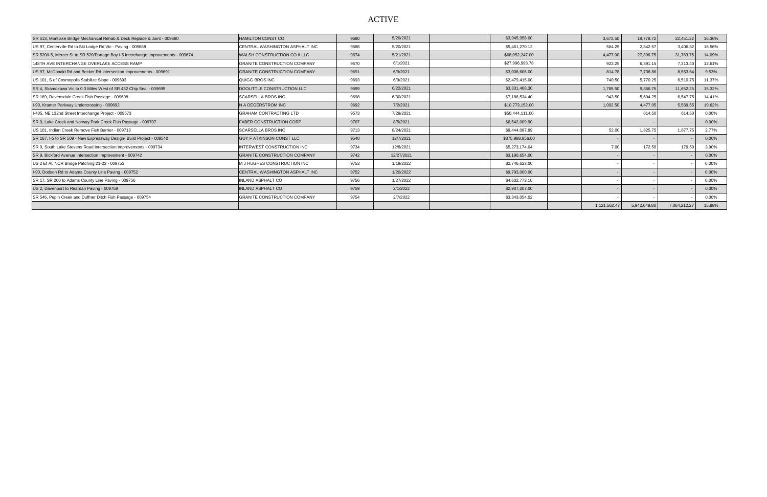# ACTIVE

| | | | | | | | | | | |
|---|---|---|---|---|---|---|---|---|---|---|
| SR 513, Montlake Bridge Mechanical Rehab & Deck Replace & Joint - 009680 | HAMILTON CONST CO | 9680 | 5/20/2021 | | $3,945,958.00 | | 3,672.50 | 18,778.72 | 22,451.22 | 16.36% |
| US 97, Centerville Rd to Ski Lodge Rd Vic - Paving - 009688 | CENTRAL WASHINGTON ASPHALT INC | 9688 | 5/20/2021 | | $5,461,270.12 | | 564.25 | 2,842.57 | 3,406.82 | 16.56% |
| SR 520/I-5, Mercer St to SR 520/Portage Bay I-5 Interchange Improvements - 009674 | WALSH CONSTRUCTION CO II LLC | 9674 | 5/21/2021 | | $68,052,247.00 | | 4,477.00 | 27,306.75 | 31,783.75 | 14.09% |
| 148TH AVE INTERCHANGE OVERLAKE ACCESS RAMP | GRANITE CONSTRUCTION COMPANY | 9670 | 6/1/2021 | | $27,996,993.78 | | 922.25 | 6,391.15 | 7,313.40 | 12.61% |
| US 97, McDonald Rd and Becker Rd Intersection Improvements - 009691 | GRANITE CONSTRUCTION COMPANY | 9691 | 6/9/2021 | | $3,006,606.00 | | 814.78 | 7,738.86 | 8,553.64 | 9.53% |
| US 101, S of Cosmopolis Stabilize Slope - 009693 | QUIGG BROS INC | 9693 | 6/9/2021 | | $2,479,415.00 | | 740.50 | 5,770.25 | 6,510.75 | 11.37% |
| SR 4, Skamokawa Vic to 0.3 Miles West of SR 432 Chip Seal - 009699 | DOOLITTLE CONSTRUCTION LLC | 9699 | 6/22/2021 | | $3,331,468.30 | | 1,785.50 | 9,866.75 | 11,652.25 | 15.32% |
| SR 169, Ravensdale Creek Fish Passage - 009698 | SCARSELLA BROS INC | 9698 | 6/30/2021 | | $7,186,534.40 | | 943.50 | 5,604.25 | 6,547.75 | 14.41% |
| I-90, Kramer Parkway Undercrossing - 009692 | N A DEGERSTROM INC | 9692 | 7/2/2021 | | $10,773,152.00 | | 1,092.50 | 4,477.05 | 5,569.55 | 19.62% |
| I-405, NE 132nd Street Interchange Project - 009573 | GRAHAM CONTRACTING LTD | 9573 | 7/29/2021 | | $50,444,111.00 | | | 614.50 | 614.50 | 0.00% |
| SR 9, Lake Creek and Norway Park Creek Fish Passage - 009707 | FABER CONSTRUCTION CORP | 9707 | 8/5/2021 | | $6,542,009.90 | | - | - | - | 0.00% |
| US 101, Indian Creek Remove Fish Barrier - 009713 | SCARSELLA BROS INC | 9713 | 8/24/2021 | | $9,444,087.99 | | 52.00 | 1,825.75 | 1,877.75 | 2.77% |
| SR 167, I-5 to SR 509 - New Expressway Design- Build Project - 009540 | GUY F ATKINSON CONST LLC | 9540 | 12/7/2021 | | $375,988,856.00 | | - | - | - | 0.00% |
| SR 9, South Lake Stevens Road Intersection Improvements - 009734 | INTERWEST CONSTRUCTION INC | 9734 | 12/8/2021 | | $5,273,174.04 | | 7.00 | 172.50 | 179.50 | 3.90% |
| SR 9, Bickford Avenue Intersection Improvement - 009742 | GRANITE CONSTRUCTION COMPANY | 9742 | 12/27/2021 | | $3,190,654.00 | | - | - | - | 0.00% |
| US 2 Et Al, NCR Bridge Patching 21-23 - 009753 | M J HUGHES CONSTRUCTION INC | 9753 | 1/19/2022 | | $2,746,623.00 | | - | - | - | 0.00% |
| I-90, Dodson Rd to Adams County Line Paving - 009752 | CENTRAL WASHINGTON ASPHALT INC | 9752 | 1/20/2022 | | $9,793,000.00 | | - | - | - | 0.00% |
| SR 17, SR 260 to Adams County Line Paving - 009756 | INLAND ASPHALT CO | 9756 | 1/27/2022 | | $4,632,773.10 | | - | - | - | 0.00% |
| US 2, Davenport to Reardan Paving - 009759 | INLAND ASPHALT CO | 9759 | 2/1/2022 | | $2,907,207.00 | | - | - | - | 0.00% |
| SR 546, Pepin Creek and Duffner Ditch Fish Passage - 009754 | GRANITE CONSTRUCTION COMPANY | 9754 | 2/7/2022 | | $3,343,054.02 | | - | - | - | 0.00% |
| | | | | | | | 1,121,562.47 | 5,942,649.80 | 7,064,212.27 | 15.88% |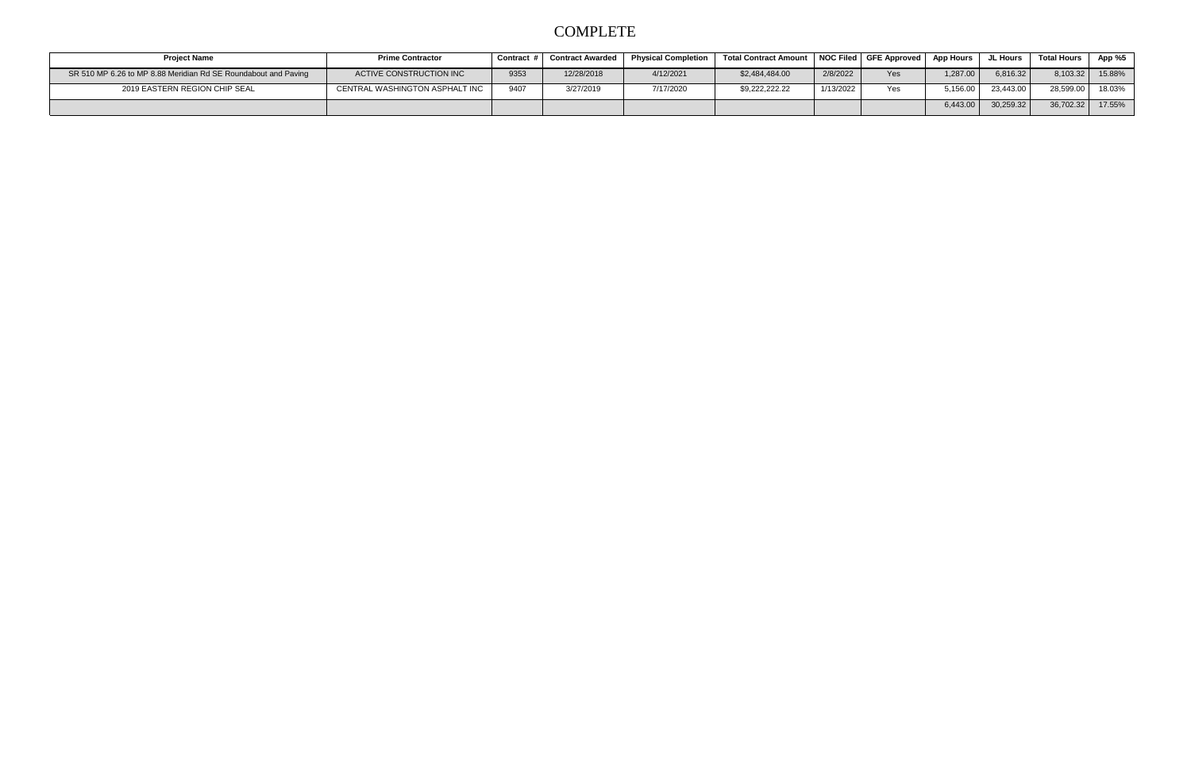# COMPLETE

| Project Name | Prime Contractor | Contract # | Contract Awarded | Physical Completion | Total Contract Amount | NOC Filed | GFE Approved | App Hours | JL Hours | Total Hours | App %5 |
|---|---|---|---|---|---|---|---|---|---|---|---|
| SR 510 MP 6.26 to MP 8.88 Meridian Rd SE Roundabout and Paving | ACTIVE CONSTRUCTION INC | 9353 | 12/28/2018 | 4/12/2021 | $2,484,484.00 | 2/8/2022 | Yes | 1,287.00 | 6,816.32 | 8,103.32 | 15.88% |
| 2019 EASTERN REGION CHIP SEAL | CENTRAL WASHINGTON ASPHALT INC | 9407 | 3/27/2019 | 7/17/2020 | $9,222,222.22 | 1/13/2022 | Yes | 5,156.00 | 23,443.00 | 28,599.00 | 18.03% |
| | | | | | | | | 6,443.00 | 30,259.32 | 36,702.32 | 17.55% |